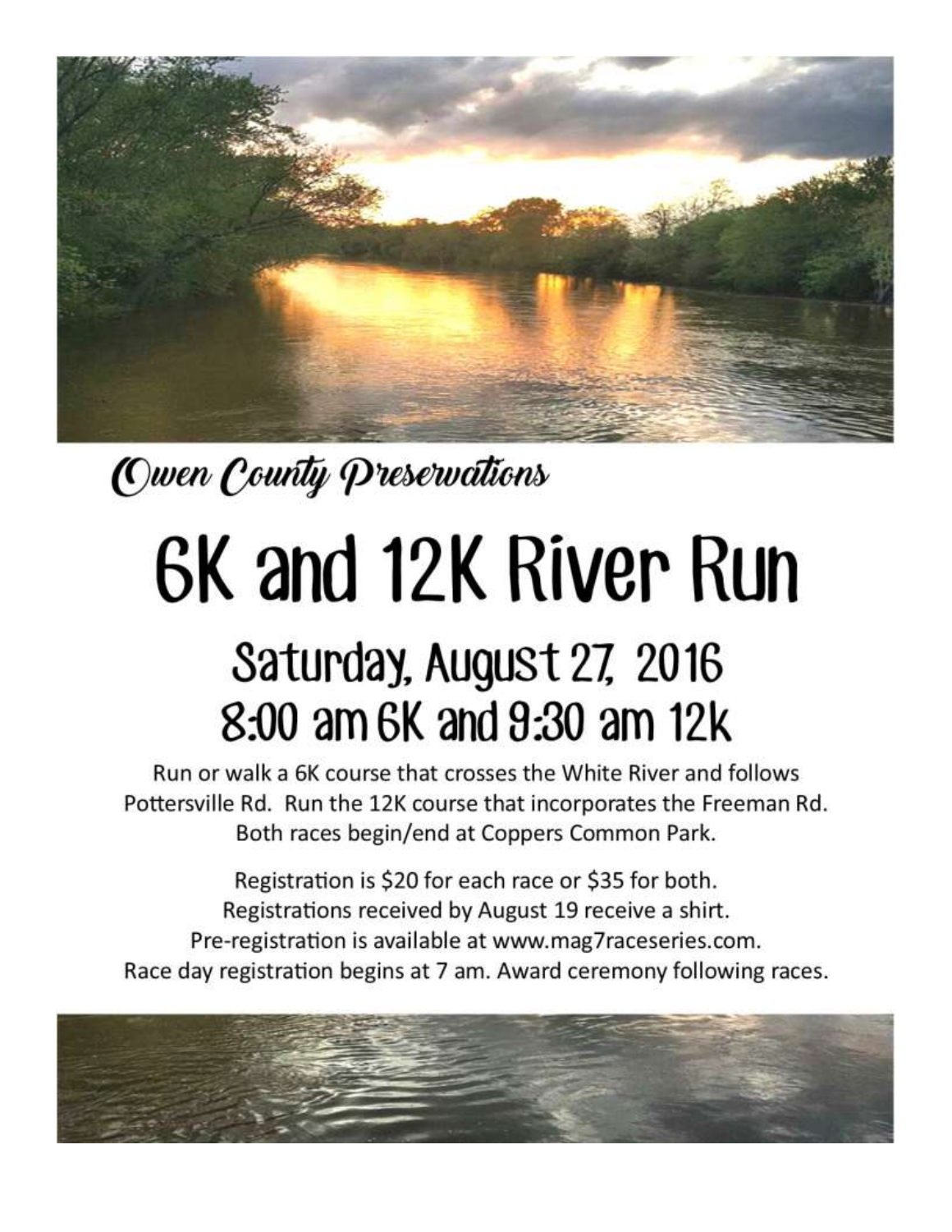*Owen County Preservations*

# 6K and 12K River Run

## Saturday, August 27, 2016
## 8:00 am 6K and 9:30 am 12k

Run or walk a 6K course that crosses the White River and follows Pottersville Rd. Run the 12K course that incorporates the Freeman Rd. Both races begin/end at Coppers Common Park.

Registration is $20 for each race or $35 for both.
Registrations received by August 19 receive a shirt.
Pre-registration is available at www.mag7raceseries.com.
Race day registration begins at 7 am. Award ceremony following races.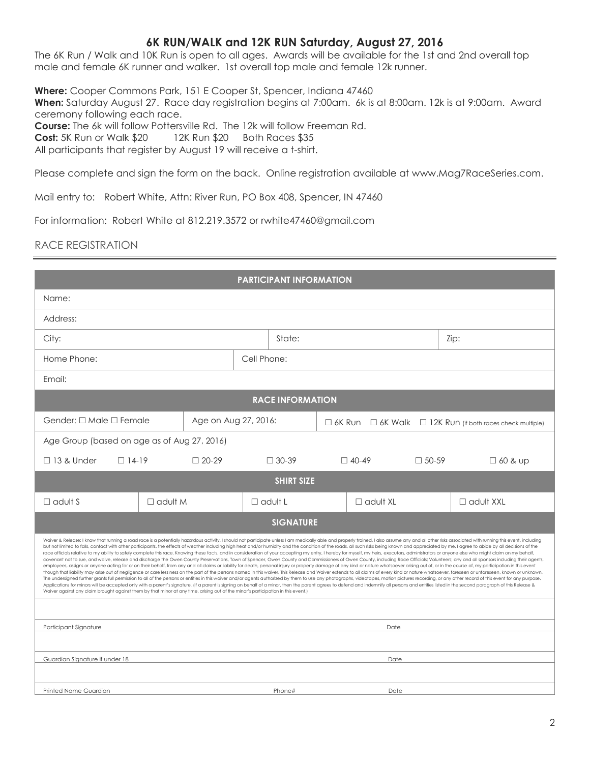## 6K RUN/WALK and 12K RUN Saturday, August 27, 2016

The 6K Run / Walk and 10K Run is open to all ages. Awards will be available for the 1st and 2nd overall top male and female 6K runner and walker. 1st overall top male and female 12k runner.

**Where:** Cooper Commons Park, 151 E Cooper St, Spencer, Indiana 47460
**When:** Saturday August 27. Race day registration begins at 7:00am. 6k is at 8:00am. 12k is at 9:00am. Award ceremony following each race.
**Course:** The 6k will follow Pottersville Rd. The 12k will follow Freeman Rd.
**Cost:** 5K Run or Walk $20 12K Run $20 Both Races $35
All participants that register by August 19 will receive a t-shirt.

Please complete and sign the form on the back. Online registration available at www.Mag7RaceSeries.com.

Mail entry to: Robert White, Attn: River Run, PO Box 408, Spencer, IN 47460

For information: Robert White at 812.219.3572 or rwhite47460@gmail.com

## RACE REGISTRATION

| PARTICIPANT INFORMATION | | |
|---|---|---|
| Name: | | |
| Address: | | |
| City: | State: | Zip: |
| Home Phone: | Cell Phone: | |
| Email: | | |

| RACE INFORMATION | | | | | | |
|---|---|---|---|---|---|---|
| Gender: ☐ Male ☐ Female | | Age on Aug 27, 2016: | | ☐ 6K Run ☐ 6K Walk ☐ 12K Run (if both races check multiple) | | |
| Age Group (based on age as of Aug 27, 2016) | | | | | | |
| ☐ 13 & Under | ☐ 14-19 | ☐ 20-29 | ☐ 30-39 | ☐ 40-49 | ☐ 50-59 | ☐ 60 & up |

| SHIRT SIZE | | | | |
|---|---|---|---|---|
| ☐ adult S | ☐ adult M | ☐ adult L | ☐ adult XL | ☐ adult XXL |

**SIGNATURE**

Waiver & Release: I know that running a road race is a potentially hazardous activity. I should not participate unless I am medically able and properly trained. I also assume any and all other risks associated with running this event, including but not limited to falls, contact with other participants, the effects of weather including high heat and/or humidity and the condition of the roads, all such risks being known and appreciated by me. I agree to abide by all decisions of the race officials relative to my ability to safely complete this race. Knowing these facts, and in consideration of your accepting my entry, I hereby for myself, my heirs, executors, administrators or anyone else who might claim on my behalf, covenant not to sue, and waive, release and discharge the Owen County Preservations, Town of Spencer, Owen County and Commissioners of Owen County, including Race Officials; Volunteers; any and all sponsors including their agents, employees, assigns or anyone acting for or on their behalf, from any and all claims or liability for death, personal injury or property damage of any kind or nature whatsoever arising out of, or in the course of, my participation in this event though that liability may arise out of negligence or care less ness on the part of the persons named in this waiver. This Release and Waiver extends to all claims of every kind or nature whatsoever, foreseen or unforeseen, known or unknown. The undersigned further grants full permission to all of the persons or entities in this waiver and/or agents authorized by them to use any photographs, videotapes, motion pictures recording, or any other record of this event for any purpose. Applications for minors will be accepted only with a parent's signature. (If a parent is signing on behalf of a minor, then the parent agrees to defend and indemnify all persons and entities listed in the second paragraph of this Release & Waiver against any claim brought against them by that minor at any time, arising out of the minor's participation in this event.)

Participant Signature ____________________ Date ____________________

Guardian Signature if under 18 ____________________ Date ____________________

Printed Name Guardian ____________________ Phone# ____________________ Date ____________________